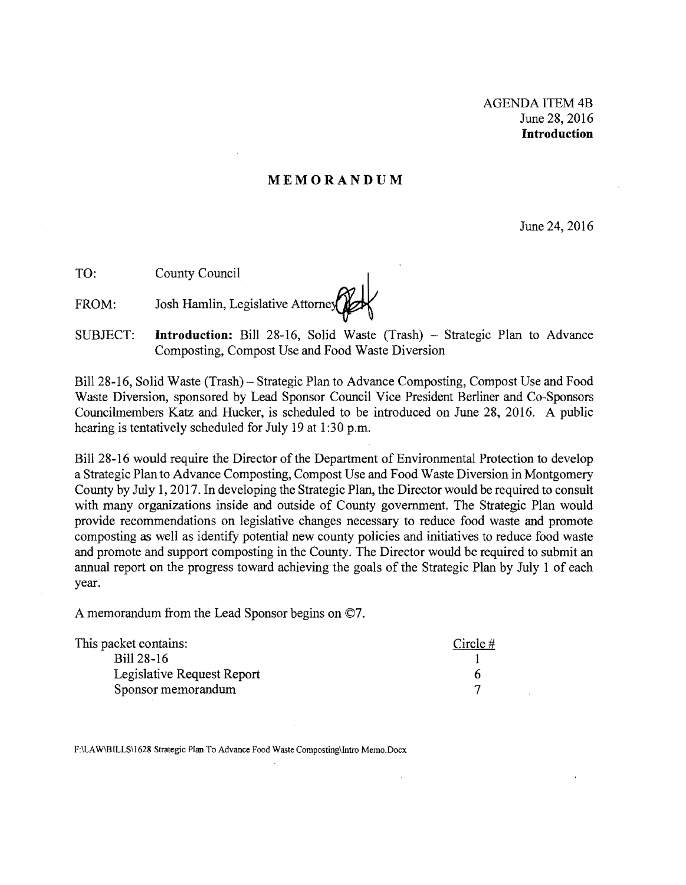AGENDA ITEM 4B
June 28, 2016
**Introduction**

# MEMORANDUM

June 24, 2016

TO: County Council

FROM: Josh Hamlin, Legislative Attorney

SUBJECT: **Introduction:** Bill 28-16, Solid Waste (Trash) – Strategic Plan to Advance Composting, Compost Use and Food Waste Diversion

Bill 28-16, Solid Waste (Trash) – Strategic Plan to Advance Composting, Compost Use and Food Waste Diversion, sponsored by Lead Sponsor Council Vice President Berliner and Co-Sponsors Councilmembers Katz and Hucker, is scheduled to be introduced on June 28, 2016. A public hearing is tentatively scheduled for July 19 at 1:30 p.m.

Bill 28-16 would require the Director of the Department of Environmental Protection to develop a Strategic Plan to Advance Composting, Compost Use and Food Waste Diversion in Montgomery County by July 1, 2017. In developing the Strategic Plan, the Director would be required to consult with many organizations inside and outside of County government. The Strategic Plan would provide recommendations on legislative changes necessary to reduce food waste and promote composting as well as identify potential new county policies and initiatives to reduce food waste and promote and support composting in the County. The Director would be required to submit an annual report on the progress toward achieving the goals of the Strategic Plan by July 1 of each year.

A memorandum from the Lead Sponsor begins on ©7.

| This packet contains: | Circle # |
|---|---|
| Bill 28-16 | 1 |
| Legislative Request Report | 6 |
| Sponsor memorandum | 7 |

F:\LAW\BILLS\1628 Strategic Plan To Advance Food Waste Composting\Intro Memo.Docx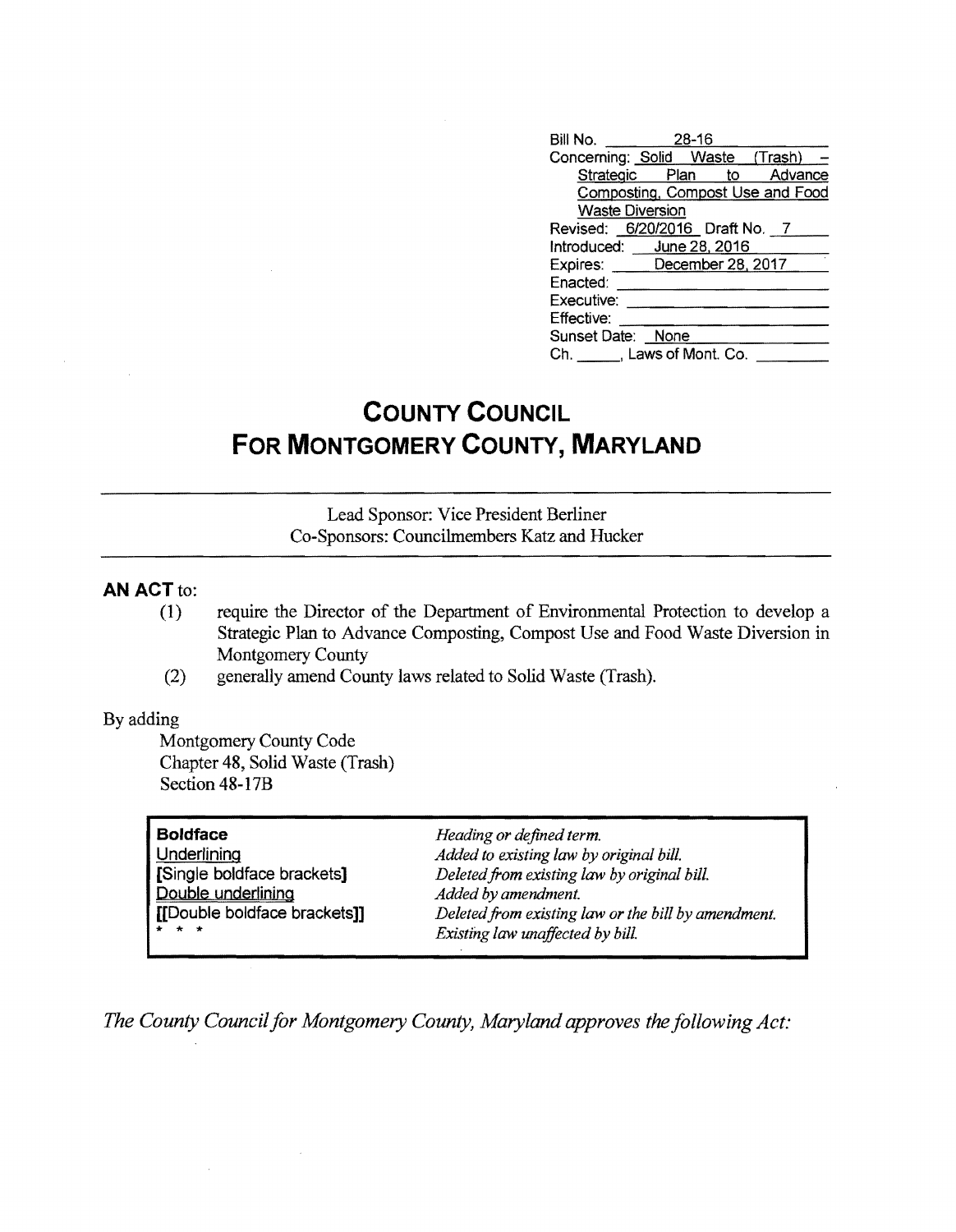| | |
|---|---|
| Bill No. | 28-16 |
| Concerning: | Solid Waste (Trash) – Strategic Plan to Advance Composting, Compost Use and Food Waste Diversion |
| Revised: | 6/20/2016 Draft No. 7 |
| Introduced: | June 28, 2016 |
| Expires: | December 28, 2017 |
| Enacted: | |
| Executive: | |
| Effective: | |
| Sunset Date: | None |
| Ch. ____, Laws of Mont. Co. | |

# COUNTY COUNCIL FOR MONTGOMERY COUNTY, MARYLAND

Lead Sponsor: Vice President Berliner
Co-Sponsors: Councilmembers Katz and Hucker

**AN ACT** to:

(1) require the Director of the Department of Environmental Protection to develop a Strategic Plan to Advance Composting, Compost Use and Food Waste Diversion in Montgomery County

(2) generally amend County laws related to Solid Waste (Trash).

By adding

Montgomery County Code
Chapter 48, Solid Waste (Trash)
Section 48-17B

| | |
|---|---|
| **Boldface** | *Heading or defined term.* |
| Underlining | *Added to existing law by original bill.* |
| **[Single boldface brackets]** | *Deleted from existing law by original bill.* |
| Double underlining | *Added by amendment.* |
| **[[Double boldface brackets]]** | *Deleted from existing law or the bill by amendment.* |
| * * * | *Existing law unaffected by bill.* |

*The County Council for Montgomery County, Maryland approves the following Act:*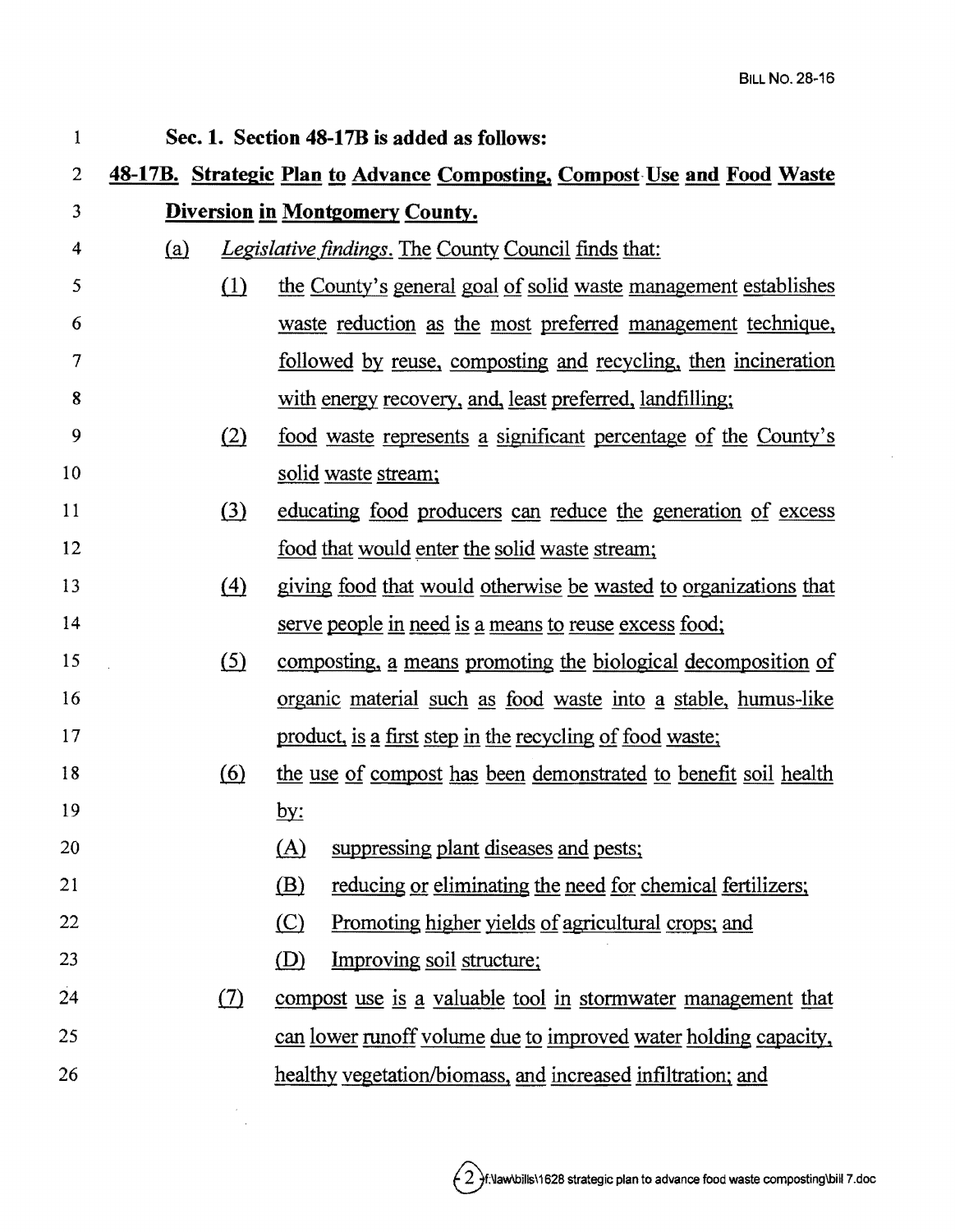**Sec. 1. Section 48-17B is added as follows:**

**48-17B. Strategic Plan to Advance Composting, Compost Use and Food Waste Diversion in Montgomery County.**

(a) *Legislative findings.* The County Council finds that:

(1) the County's general goal of solid waste management establishes waste reduction as the most preferred management technique, followed by reuse, composting and recycling, then incineration with energy recovery, and, least preferred, landfilling;

(2) food waste represents a significant percentage of the County's solid waste stream;

(3) educating food producers can reduce the generation of excess food that would enter the solid waste stream;

(4) giving food that would otherwise be wasted to organizations that serve people in need is a means to reuse excess food;

(5) composting, a means promoting the biological decomposition of organic material such as food waste into a stable, humus-like product, is a first step in the recycling of food waste;

(6) the use of compost has been demonstrated to benefit soil health by:

(A) suppressing plant diseases and pests;

(B) reducing or eliminating the need for chemical fertilizers;

(C) Promoting higher yields of agricultural crops; and

(D) Improving soil structure;

(7) compost use is a valuable tool in stormwater management that can lower runoff volume due to improved water holding capacity, healthy vegetation/biomass, and increased infiltration; and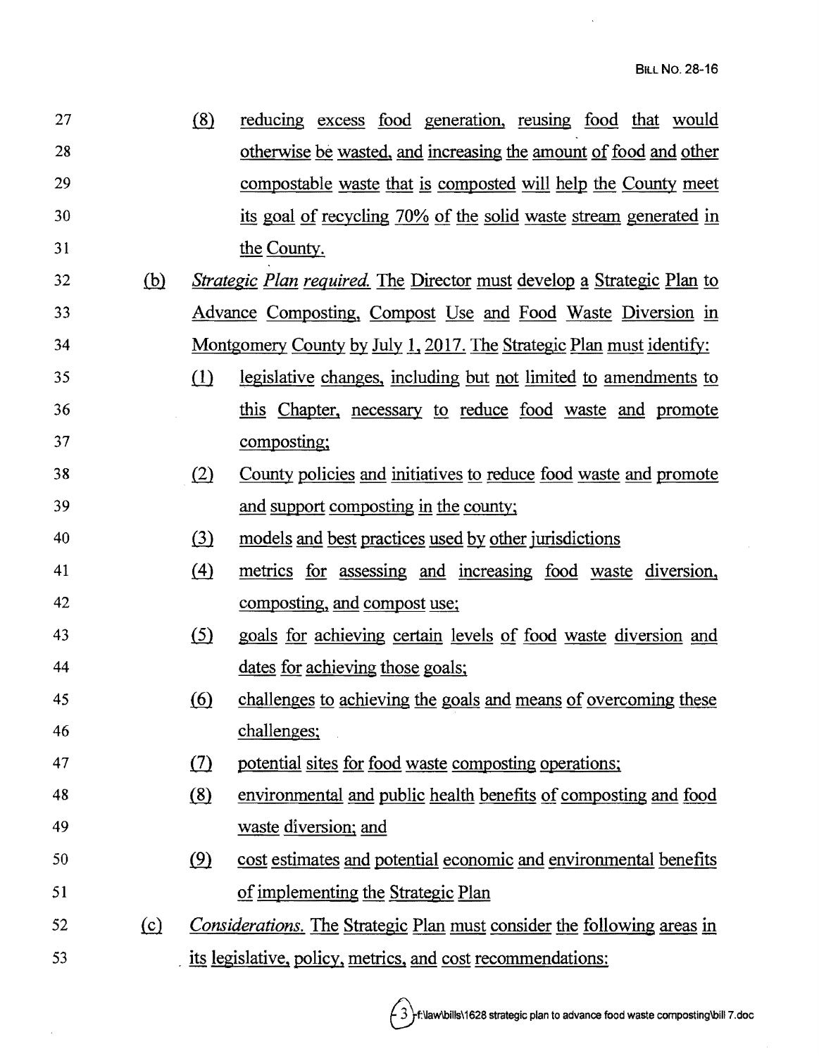(8) reducing excess food generation, reusing food that would otherwise be wasted, and increasing the amount of food and other compostable waste that is composted will help the County meet its goal of recycling 70% of the solid waste stream generated in the County.

(b) *Strategic Plan required.* The Director must develop a Strategic Plan to Advance Composting, Compost Use and Food Waste Diversion in Montgomery County by July 1, 2017. The Strategic Plan must identify:

(1) legislative changes, including but not limited to amendments to this Chapter, necessary to reduce food waste and promote composting;

(2) County policies and initiatives to reduce food waste and promote and support composting in the county;

(3) models and best practices used by other jurisdictions

(4) metrics for assessing and increasing food waste diversion, composting, and compost use;

(5) goals for achieving certain levels of food waste diversion and dates for achieving those goals;

(6) challenges to achieving the goals and means of overcoming these challenges;

(7) potential sites for food waste composting operations;

(8) environmental and public health benefits of composting and food waste diversion; and

(9) cost estimates and potential economic and environmental benefits of implementing the Strategic Plan

(c) *Considerations.* The Strategic Plan must consider the following areas in its legislative, policy, metrics, and cost recommendations: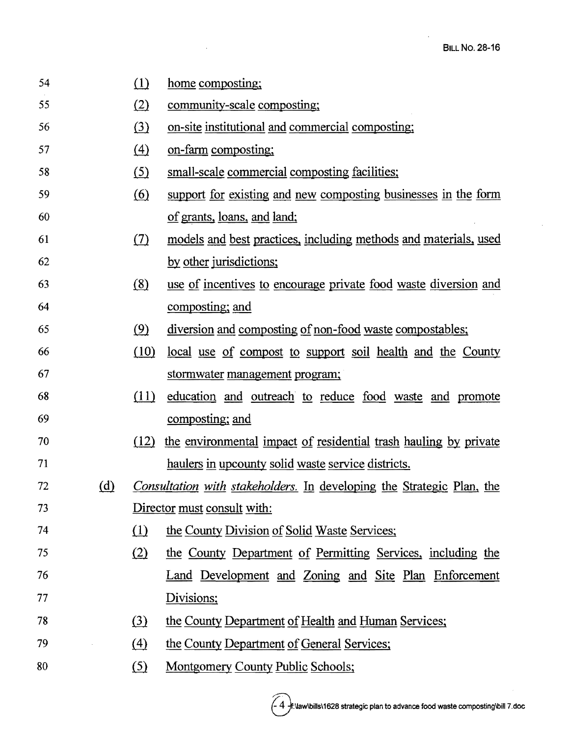(1) home composting;

(2) community-scale composting;

(3) on-site institutional and commercial composting;

(4) on-farm composting;

(5) small-scale commercial composting facilities;

(6) support for existing and new composting businesses in the form of grants, loans, and land;

(7) models and best practices, including methods and materials, used by other jurisdictions;

(8) use of incentives to encourage private food waste diversion and composting; and

(9) diversion and composting of non-food waste compostables;

(10) local use of compost to support soil health and the County stormwater management program;

(11) education and outreach to reduce food waste and promote composting; and

(12) the environmental impact of residential trash hauling by private haulers in upcounty solid waste service districts.

(d) *Consultation with stakeholders.* In developing the Strategic Plan, the Director must consult with:

(1) the County Division of Solid Waste Services;

(2) the County Department of Permitting Services, including the Land Development and Zoning and Site Plan Enforcement Divisions;

(3) the County Department of Health and Human Services;

(4) the County Department of General Services;

(5) Montgomery County Public Schools;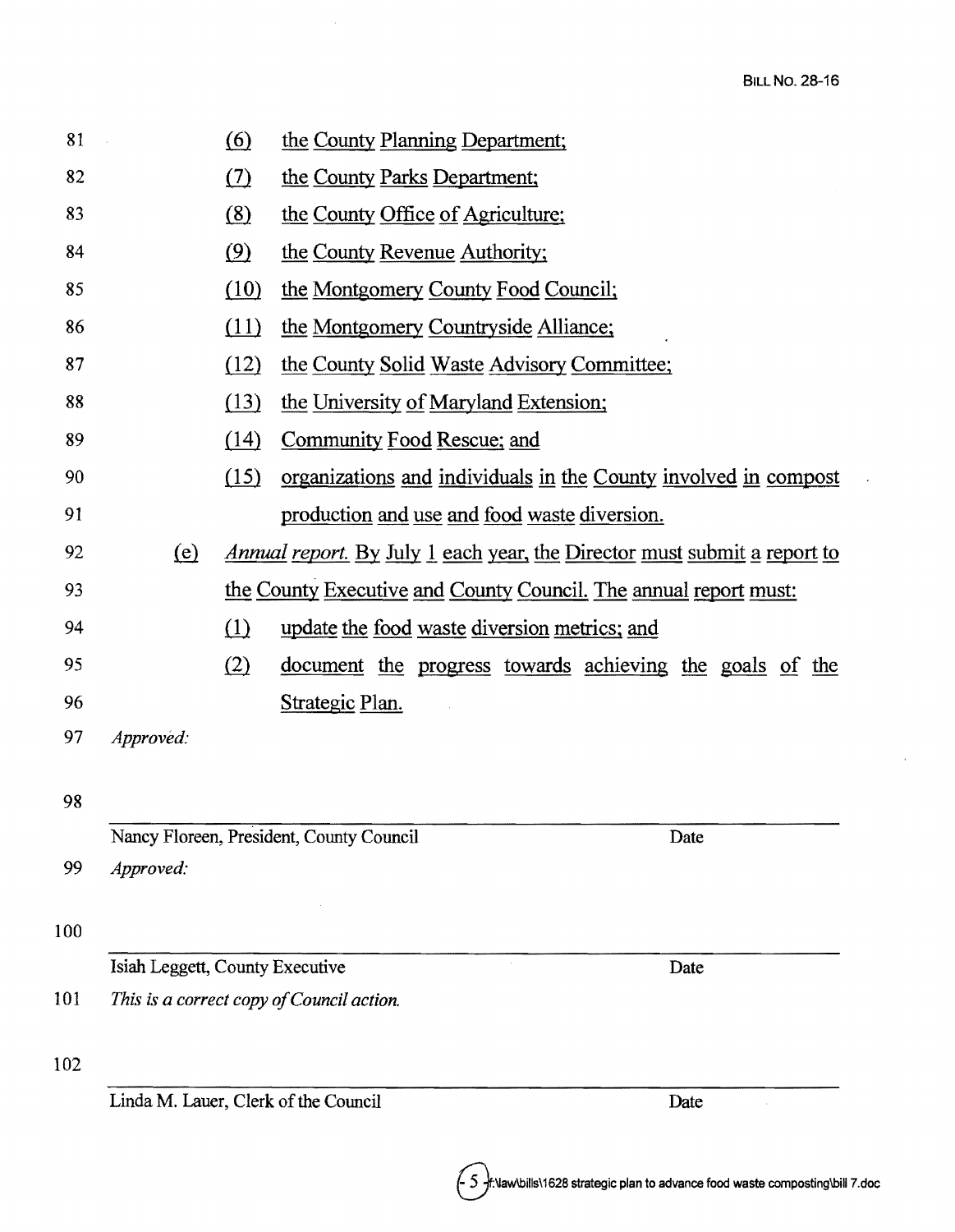81 (6) the County Planning Department;

82 (7) the County Parks Department;

83 (8) the County Office of Agriculture;

84 (9) the County Revenue Authority;

85 (10) the Montgomery County Food Council;

86 (11) the Montgomery Countryside Alliance;

87 (12) the County Solid Waste Advisory Committee;

88 (13) the University of Maryland Extension;

89 (14) Community Food Rescue; and

90 (15) organizations and individuals in the County involved in compost

91 production and use and food waste diversion.

92 (e) *Annual report.* By July 1 each year, the Director must submit a report to

93 the County Executive and County Council. The annual report must:

94 (1) update the food waste diversion metrics; and

95 (2) document the progress towards achieving the goals of the

96 Strategic Plan.

97 *Approved:*

98

Nancy Floreen, President, County Council Date

99 *Approved:*

100

Isiah Leggett, County Executive Date

101 *This is a correct copy of Council action.*

102

Linda M. Lauer, Clerk of the Council Date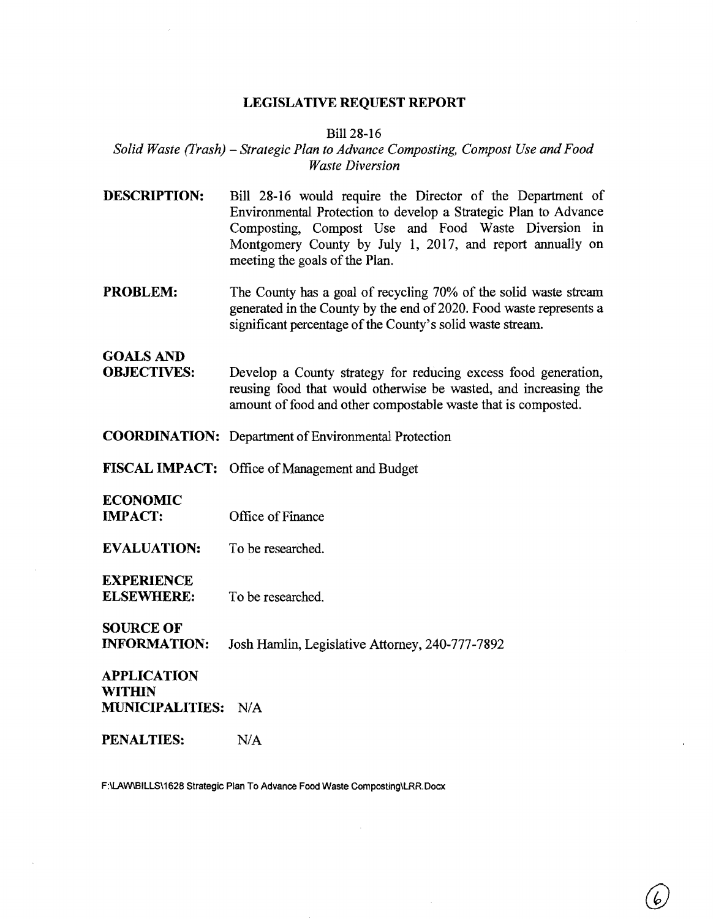## LEGISLATIVE REQUEST REPORT

Bill 28-16

*Solid Waste (Trash) – Strategic Plan to Advance Composting, Compost Use and Food Waste Diversion*

**DESCRIPTION:** Bill 28-16 would require the Director of the Department of Environmental Protection to develop a Strategic Plan to Advance Composting, Compost Use and Food Waste Diversion in Montgomery County by July 1, 2017, and report annually on meeting the goals of the Plan.

**PROBLEM:** The County has a goal of recycling 70% of the solid waste stream generated in the County by the end of 2020. Food waste represents a significant percentage of the County's solid waste stream.

**GOALS AND OBJECTIVES:** Develop a County strategy for reducing excess food generation, reusing food that would otherwise be wasted, and increasing the amount of food and other compostable waste that is composted.

**COORDINATION:** Department of Environmental Protection

**FISCAL IMPACT:** Office of Management and Budget

**ECONOMIC IMPACT:** Office of Finance

**EVALUATION:** To be researched.

**EXPERIENCE ELSEWHERE:** To be researched.

**SOURCE OF INFORMATION:** Josh Hamlin, Legislative Attorney, 240-777-7892

**APPLICATION WITHIN MUNICIPALITIES:** N/A

**PENALTIES:** N/A

F:\LAW\BILLS\1628 Strategic Plan To Advance Food Waste Composting\LRR.Docx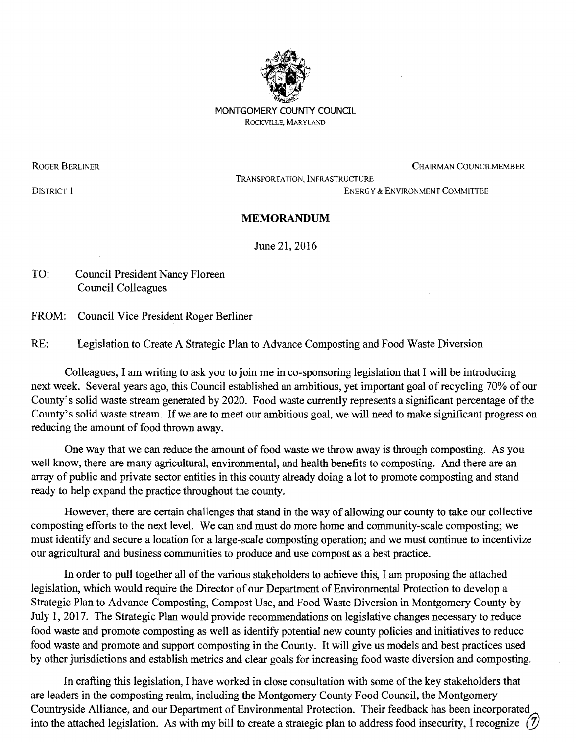MONTGOMERY COUNTY COUNCIL
ROCKVILLE, MARYLAND

ROGER BERLINER
DISTRICT 1

CHAIRMAN COUNCILMEMBER
TRANSPORTATION, INFRASTRUCTURE
ENERGY & ENVIRONMENT COMMITTEE

# MEMORANDUM

June 21, 2016

TO: Council President Nancy Floreen
Council Colleagues

FROM: Council Vice President Roger Berliner

RE: Legislation to Create A Strategic Plan to Advance Composting and Food Waste Diversion

Colleagues, I am writing to ask you to join me in co-sponsoring legislation that I will be introducing next week. Several years ago, this Council established an ambitious, yet important goal of recycling 70% of our County's solid waste stream generated by 2020. Food waste currently represents a significant percentage of the County's solid waste stream. If we are to meet our ambitious goal, we will need to make significant progress on reducing the amount of food thrown away.

One way that we can reduce the amount of food waste we throw away is through composting. As you well know, there are many agricultural, environmental, and health benefits to composting. And there are an array of public and private sector entities in this county already doing a lot to promote composting and stand ready to help expand the practice throughout the county.

However, there are certain challenges that stand in the way of allowing our county to take our collective composting efforts to the next level. We can and must do more home and community-scale composting; we must identify and secure a location for a large-scale composting operation; and we must continue to incentivize our agricultural and business communities to produce and use compost as a best practice.

In order to pull together all of the various stakeholders to achieve this, I am proposing the attached legislation, which would require the Director of our Department of Environmental Protection to develop a Strategic Plan to Advance Composting, Compost Use, and Food Waste Diversion in Montgomery County by July 1, 2017. The Strategic Plan would provide recommendations on legislative changes necessary to reduce food waste and promote composting as well as identify potential new county policies and initiatives to reduce food waste and promote and support composting in the County. It will give us models and best practices used by other jurisdictions and establish metrics and clear goals for increasing food waste diversion and composting.

In crafting this legislation, I have worked in close consultation with some of the key stakeholders that are leaders in the composting realm, including the Montgomery County Food Council, the Montgomery Countryside Alliance, and our Department of Environmental Protection. Their feedback has been incorporated into the attached legislation. As with my bill to create a strategic plan to address food insecurity, I recognize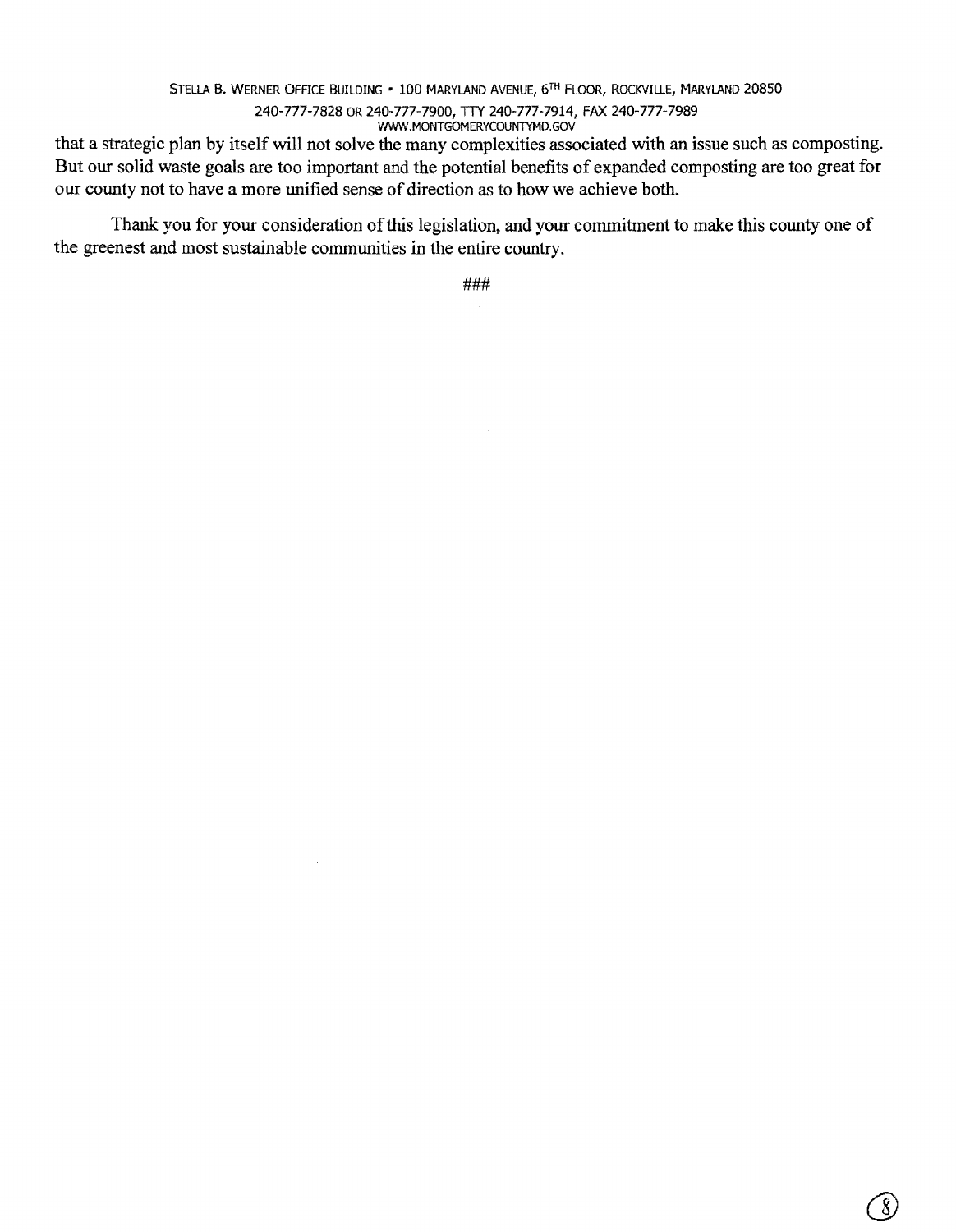that a strategic plan by itself will not solve the many complexities associated with an issue such as composting. But our solid waste goals are too important and the potential benefits of expanded composting are too great for our county not to have a more unified sense of direction as to how we achieve both.

Thank you for your consideration of this legislation, and your commitment to make this county one of the greenest and most sustainable communities in the entire country.

###